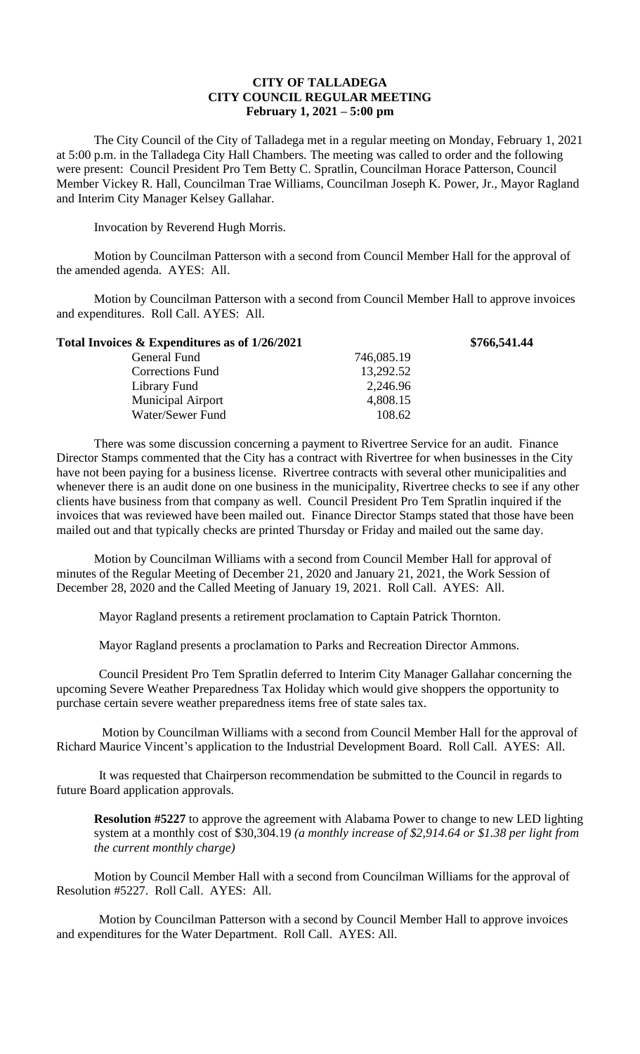**CITY OF TALLADEGA**
**CITY COUNCIL REGULAR MEETING**
**February 1, 2021 – 5:00 pm**

The City Council of the City of Talladega met in a regular meeting on Monday, February 1, 2021 at 5:00 p.m. in the Talladega City Hall Chambers. The meeting was called to order and the following were present: Council President Pro Tem Betty C. Spratlin, Councilman Horace Patterson, Council Member Vickey R. Hall, Councilman Trae Williams, Councilman Joseph K. Power, Jr., Mayor Ragland and Interim City Manager Kelsey Gallahar.

Invocation by Reverend Hugh Morris.

Motion by Councilman Patterson with a second from Council Member Hall for the approval of the amended agenda. AYES: All.

Motion by Councilman Patterson with a second from Council Member Hall to approve invoices and expenditures. Roll Call. AYES: All.

| **Total Invoices & Expenditures as of 1/26/2021** | | **\$766,541.44** |
|---|---|---|
| General Fund | 746,085.19 | |
| Corrections Fund | 13,292.52 | |
| Library Fund | 2,246.96 | |
| Municipal Airport | 4,808.15 | |
| Water/Sewer Fund | 108.62 | |

There was some discussion concerning a payment to Rivertree Service for an audit. Finance Director Stamps commented that the City has a contract with Rivertree for when businesses in the City have not been paying for a business license. Rivertree contracts with several other municipalities and whenever there is an audit done on one business in the municipality, Rivertree checks to see if any other clients have business from that company as well. Council President Pro Tem Spratlin inquired if the invoices that was reviewed have been mailed out. Finance Director Stamps stated that those have been mailed out and that typically checks are printed Thursday or Friday and mailed out the same day.

Motion by Councilman Williams with a second from Council Member Hall for approval of minutes of the Regular Meeting of December 21, 2020 and January 21, 2021, the Work Session of December 28, 2020 and the Called Meeting of January 19, 2021. Roll Call. AYES: All.

Mayor Ragland presents a retirement proclamation to Captain Patrick Thornton.

Mayor Ragland presents a proclamation to Parks and Recreation Director Ammons.

Council President Pro Tem Spratlin deferred to Interim City Manager Gallahar concerning the upcoming Severe Weather Preparedness Tax Holiday which would give shoppers the opportunity to purchase certain severe weather preparedness items free of state sales tax.

Motion by Councilman Williams with a second from Council Member Hall for the approval of Richard Maurice Vincent's application to the Industrial Development Board. Roll Call. AYES: All.

It was requested that Chairperson recommendation be submitted to the Council in regards to future Board application approvals.

**Resolution #5227** to approve the agreement with Alabama Power to change to new LED lighting system at a monthly cost of \$30,304.19 *(a monthly increase of \$2,914.64 or \$1.38 per light from the current monthly charge)*

Motion by Council Member Hall with a second from Councilman Williams for the approval of Resolution #5227. Roll Call. AYES: All.

Motion by Councilman Patterson with a second by Council Member Hall to approve invoices and expenditures for the Water Department. Roll Call. AYES: All.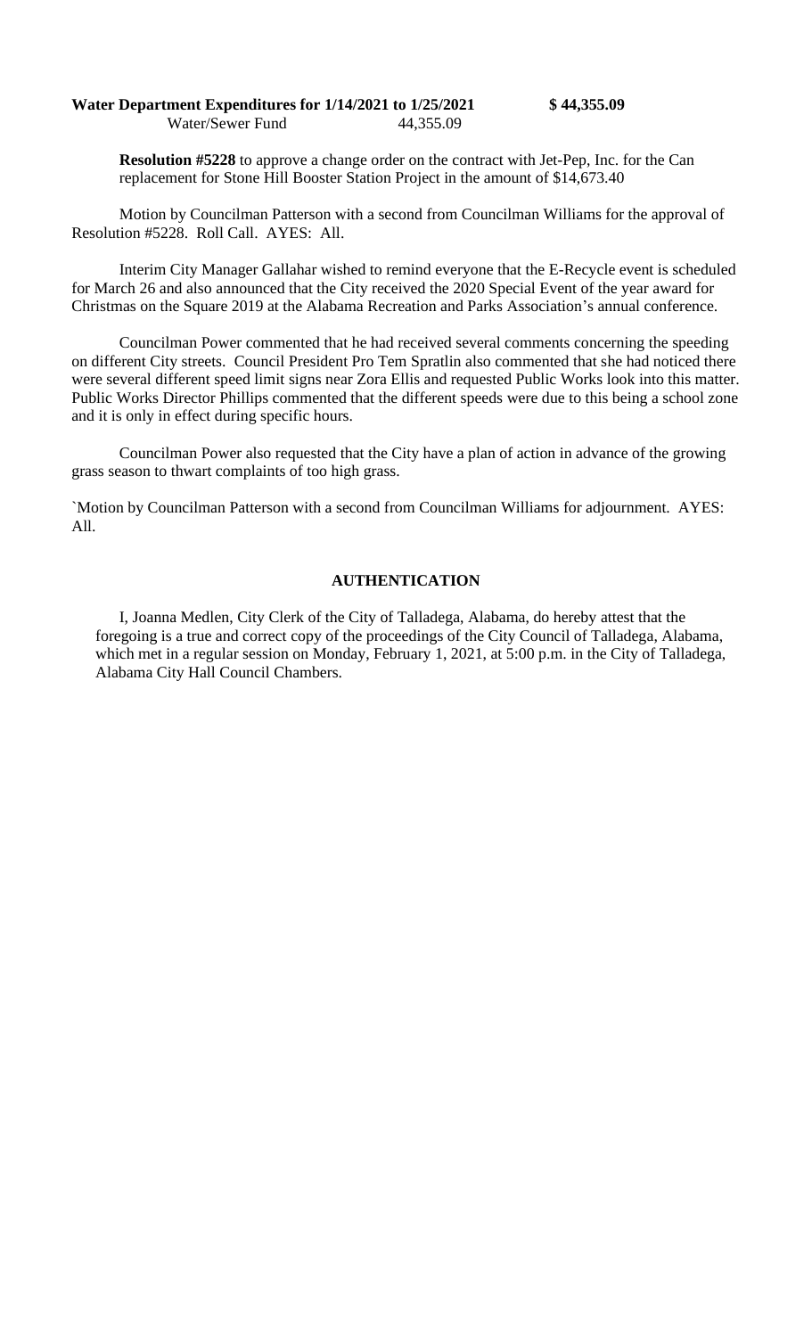**Water Department Expenditures for 1/14/2021 to 1/25/2021 $ 44,355.09**

Water/Sewer Fund 44,355.09

**Resolution #5228** to approve a change order on the contract with Jet-Pep, Inc. for the Can replacement for Stone Hill Booster Station Project in the amount of $14,673.40

Motion by Councilman Patterson with a second from Councilman Williams for the approval of Resolution #5228. Roll Call. AYES: All.

Interim City Manager Gallahar wished to remind everyone that the E-Recycle event is scheduled for March 26 and also announced that the City received the 2020 Special Event of the year award for Christmas on the Square 2019 at the Alabama Recreation and Parks Association's annual conference.

Councilman Power commented that he had received several comments concerning the speeding on different City streets. Council President Pro Tem Spratlin also commented that she had noticed there were several different speed limit signs near Zora Ellis and requested Public Works look into this matter. Public Works Director Phillips commented that the different speeds were due to this being a school zone and it is only in effect during specific hours.

Councilman Power also requested that the City have a plan of action in advance of the growing grass season to thwart complaints of too high grass.

`Motion by Councilman Patterson with a second from Councilman Williams for adjournment. AYES: All.

**AUTHENTICATION**

I, Joanna Medlen, City Clerk of the City of Talladega, Alabama, do hereby attest that the foregoing is a true and correct copy of the proceedings of the City Council of Talladega, Alabama, which met in a regular session on Monday, February 1, 2021, at 5:00 p.m. in the City of Talladega, Alabama City Hall Council Chambers.